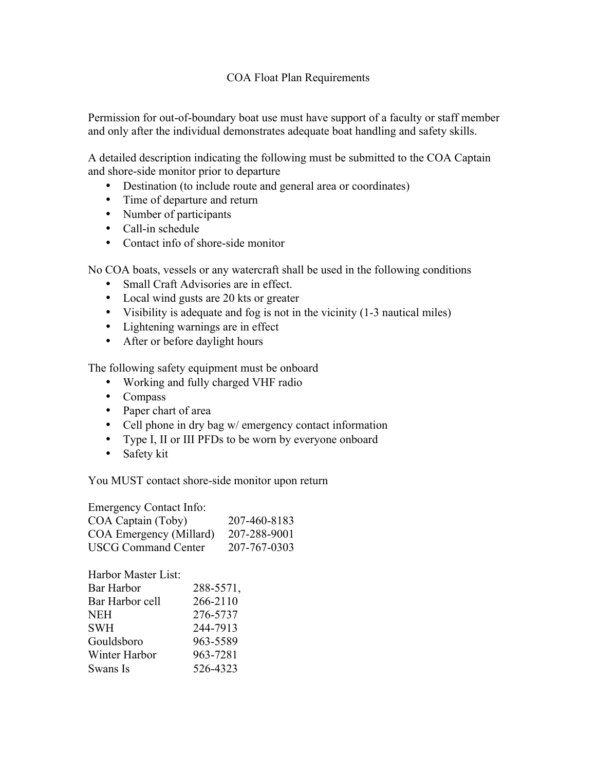# COA Float Plan Requirements

Permission for out-of-boundary boat use must have support of a faculty or staff member and only after the individual demonstrates adequate boat handling and safety skills.

A detailed description indicating the following must be submitted to the COA Captain and shore-side monitor prior to departure

- Destination (to include route and general area or coordinates)
- Time of departure and return
- Number of participants
- Call-in schedule
- Contact info of shore-side monitor

No COA boats, vessels or any watercraft shall be used in the following conditions

- Small Craft Advisories are in effect.
- Local wind gusts are 20 kts or greater
- Visibility is adequate and fog is not in the vicinity (1-3 nautical miles)
- Lightening warnings are in effect
- After or before daylight hours

The following safety equipment must be onboard

- Working and fully charged VHF radio
- Compass
- Paper chart of area
- Cell phone in dry bag w/ emergency contact information
- Type I, II or III PFDs to be worn by everyone onboard
- Safety kit

You MUST contact shore-side monitor upon return

Emergency Contact Info:

| | |
|---|---|
| COA Captain (Toby) | 207-460-8183 |
| COA Emergency (Millard) | 207-288-9001 |
| USCG Command Center | 207-767-0303 |

Harbor Master List:

| | |
|---|---|
| Bar Harbor | 288-5571, |
| Bar Harbor cell | 266-2110 |
| NEH | 276-5737 |
| SWH | 244-7913 |
| Gouldsboro | 963-5589 |
| Winter Harbor | 963-7281 |
| Swans Is | 526-4323 |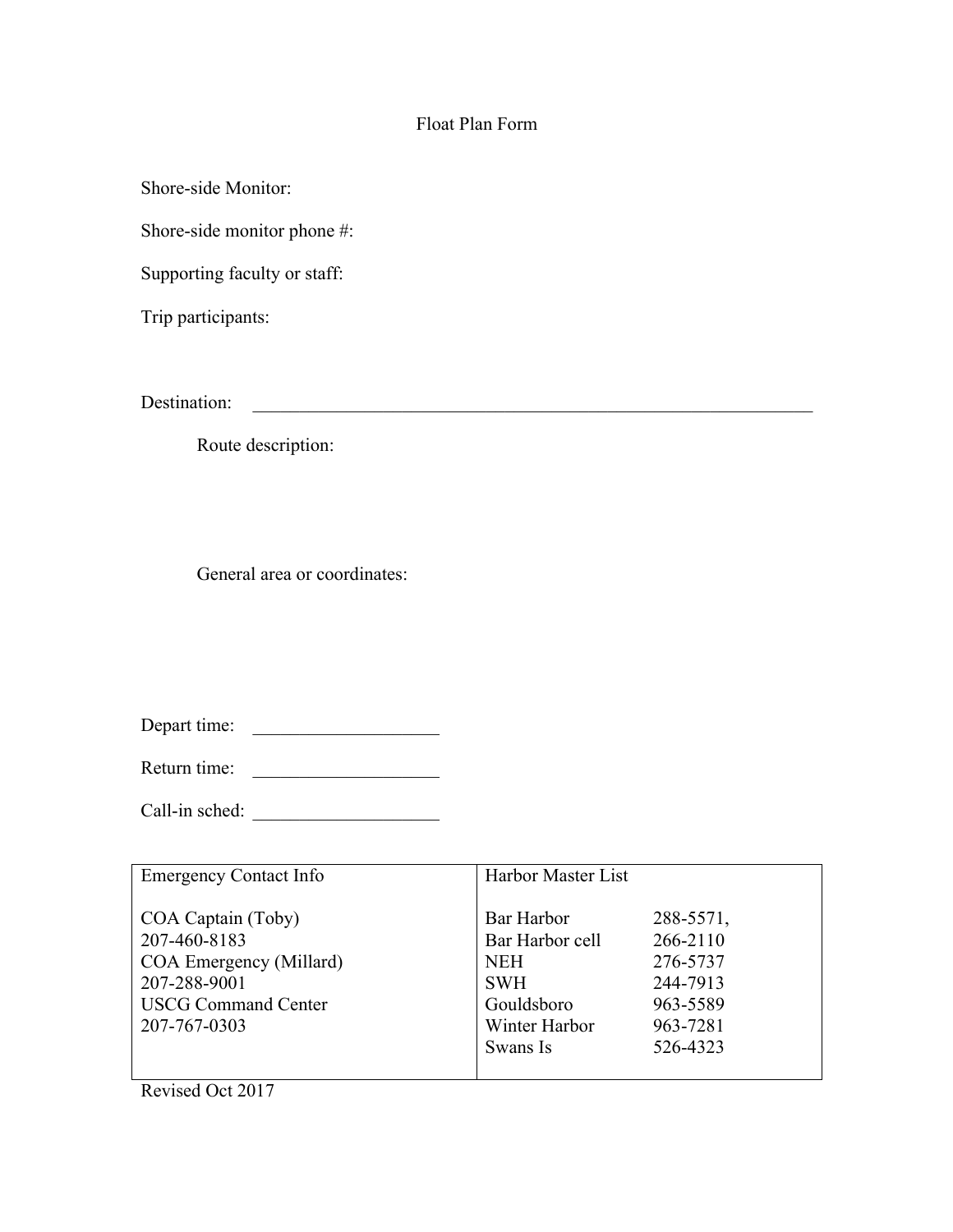# Float Plan Form

Shore-side Monitor:

Shore-side monitor phone #:

Supporting faculty or staff:

Trip participants:

Destination: ________________________________________________________________

Route description:

General area or coordinates:

Depart time: ____________________

Return time: ____________________

Call-in sched: ____________________

| Emergency Contact Info | Harbor Master List | |
|---|---|---|
| COA Captain (Toby) | Bar Harbor | 288-5571, |
| 207-460-8183 | Bar Harbor cell | 266-2110 |
| COA Emergency (Millard) | NEH | 276-5737 |
| 207-288-9001 | SWH | 244-7913 |
| USCG Command Center | Gouldsboro | 963-5589 |
| 207-767-0303 | Winter Harbor | 963-7281 |
| | Swans Is | 526-4323 |

Revised Oct 2017